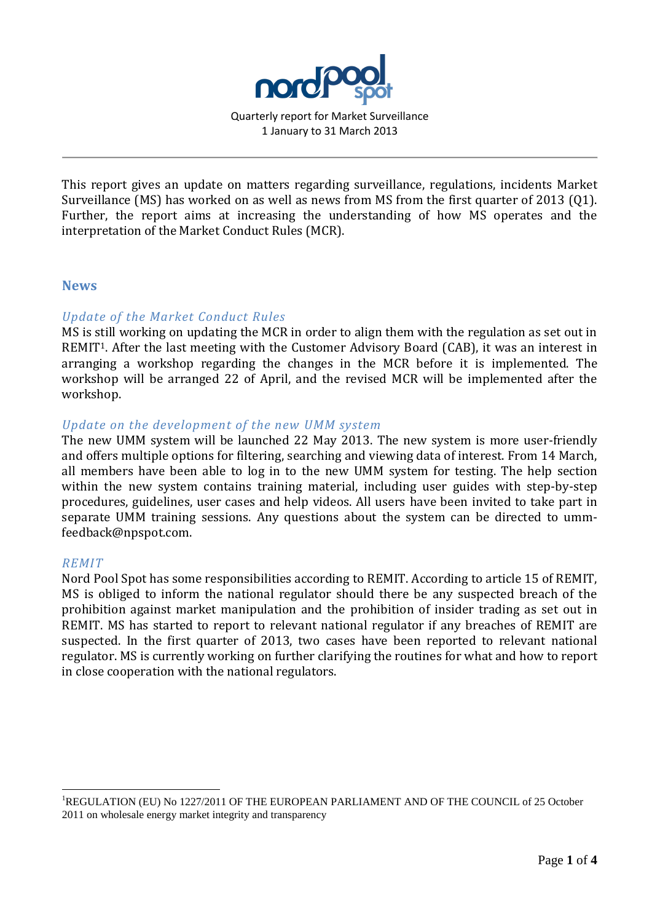Quarterly report for Market Surveillance
1 January to 31 March 2013

This report gives an update on matters regarding surveillance, regulations, incidents Market Surveillance (MS) has worked on as well as news from MS from the first quarter of 2013 (Q1). Further, the report aims at increasing the understanding of how MS operates and the interpretation of the Market Conduct Rules (MCR).

## News

### *Update of the Market Conduct Rules*

MS is still working on updating the MCR in order to align them with the regulation as set out in REMIT[1]. After the last meeting with the Customer Advisory Board (CAB), it was an interest in arranging a workshop regarding the changes in the MCR before it is implemented. The workshop will be arranged 22 of April, and the revised MCR will be implemented after the workshop.

### *Update on the development of the new UMM system*

The new UMM system will be launched 22 May 2013. The new system is more user-friendly and offers multiple options for filtering, searching and viewing data of interest. From 14 March, all members have been able to log in to the new UMM system for testing. The help section within the new system contains training material, including user guides with step-by-step procedures, guidelines, user cases and help videos. All users have been invited to take part in separate UMM training sessions. Any questions about the system can be directed to umm-feedback@npspot.com.

### *REMIT*

Nord Pool Spot has some responsibilities according to REMIT. According to article 15 of REMIT, MS is obliged to inform the national regulator should there be any suspected breach of the prohibition against market manipulation and the prohibition of insider trading as set out in REMIT. MS has started to report to relevant national regulator if any breaches of REMIT are suspected. In the first quarter of 2013, two cases have been reported to relevant national regulator. MS is currently working on further clarifying the routines for what and how to report in close cooperation with the national regulators.

---

[1] REGULATION (EU) No 1227/2011 OF THE EUROPEAN PARLIAMENT AND OF THE COUNCIL of 25 October 2011 on wholesale energy market integrity and transparency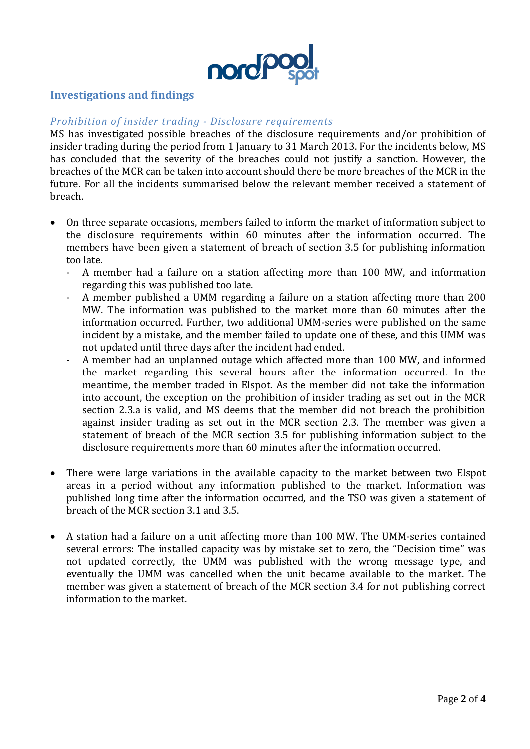## Investigations and findings

### *Prohibition of insider trading - Disclosure requirements*

MS has investigated possible breaches of the disclosure requirements and/or prohibition of insider trading during the period from 1 January to 31 March 2013. For the incidents below, MS has concluded that the severity of the breaches could not justify a sanction. However, the breaches of the MCR can be taken into account should there be more breaches of the MCR in the future. For all the incidents summarised below the relevant member received a statement of breach.

- On three separate occasions, members failed to inform the market of information subject to the disclosure requirements within 60 minutes after the information occurred. The members have been given a statement of breach of section 3.5 for publishing information too late.
  - A member had a failure on a station affecting more than 100 MW, and information regarding this was published too late.
  - A member published a UMM regarding a failure on a station affecting more than 200 MW. The information was published to the market more than 60 minutes after the information occurred. Further, two additional UMM-series were published on the same incident by a mistake, and the member failed to update one of these, and this UMM was not updated until three days after the incident had ended.
  - A member had an unplanned outage which affected more than 100 MW, and informed the market regarding this several hours after the information occurred. In the meantime, the member traded in Elspot. As the member did not take the information into account, the exception on the prohibition of insider trading as set out in the MCR section 2.3.a is valid, and MS deems that the member did not breach the prohibition against insider trading as set out in the MCR section 2.3. The member was given a statement of breach of the MCR section 3.5 for publishing information subject to the disclosure requirements more than 60 minutes after the information occurred.

- There were large variations in the available capacity to the market between two Elspot areas in a period without any information published to the market. Information was published long time after the information occurred, and the TSO was given a statement of breach of the MCR section 3.1 and 3.5.

- A station had a failure on a unit affecting more than 100 MW. The UMM-series contained several errors: The installed capacity was by mistake set to zero, the "Decision time" was not updated correctly, the UMM was published with the wrong message type, and eventually the UMM was cancelled when the unit became available to the market. The member was given a statement of breach of the MCR section 3.4 for not publishing correct information to the market.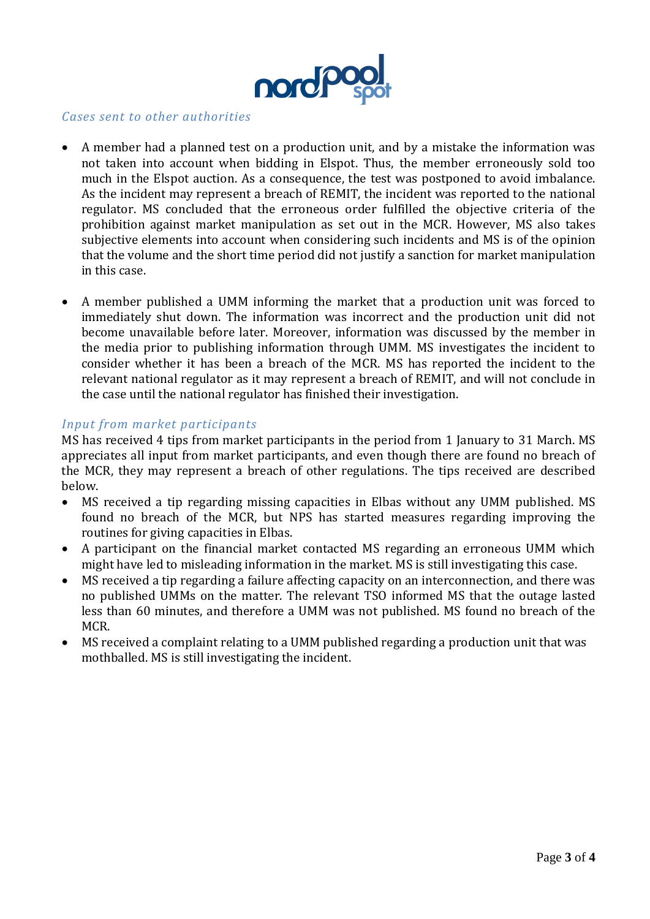### *Cases sent to other authorities*

- A member had a planned test on a production unit, and by a mistake the information was not taken into account when bidding in Elspot. Thus, the member erroneously sold too much in the Elspot auction. As a consequence, the test was postponed to avoid imbalance. As the incident may represent a breach of REMIT, the incident was reported to the national regulator. MS concluded that the erroneous order fulfilled the objective criteria of the prohibition against market manipulation as set out in the MCR. However, MS also takes subjective elements into account when considering such incidents and MS is of the opinion that the volume and the short time period did not justify a sanction for market manipulation in this case.

- A member published a UMM informing the market that a production unit was forced to immediately shut down. The information was incorrect and the production unit did not become unavailable before later. Moreover, information was discussed by the member in the media prior to publishing information through UMM. MS investigates the incident to consider whether it has been a breach of the MCR. MS has reported the incident to the relevant national regulator as it may represent a breach of REMIT, and will not conclude in the case until the national regulator has finished their investigation.

### *Input from market participants*

MS has received 4 tips from market participants in the period from 1 January to 31 March. MS appreciates all input from market participants, and even though there are found no breach of the MCR, they may represent a breach of other regulations. The tips received are described below.

- MS received a tip regarding missing capacities in Elbas without any UMM published. MS found no breach of the MCR, but NPS has started measures regarding improving the routines for giving capacities in Elbas.
- A participant on the financial market contacted MS regarding an erroneous UMM which might have led to misleading information in the market. MS is still investigating this case.
- MS received a tip regarding a failure affecting capacity on an interconnection, and there was no published UMMs on the matter. The relevant TSO informed MS that the outage lasted less than 60 minutes, and therefore a UMM was not published. MS found no breach of the MCR.
- MS received a complaint relating to a UMM published regarding a production unit that was mothballed. MS is still investigating the incident.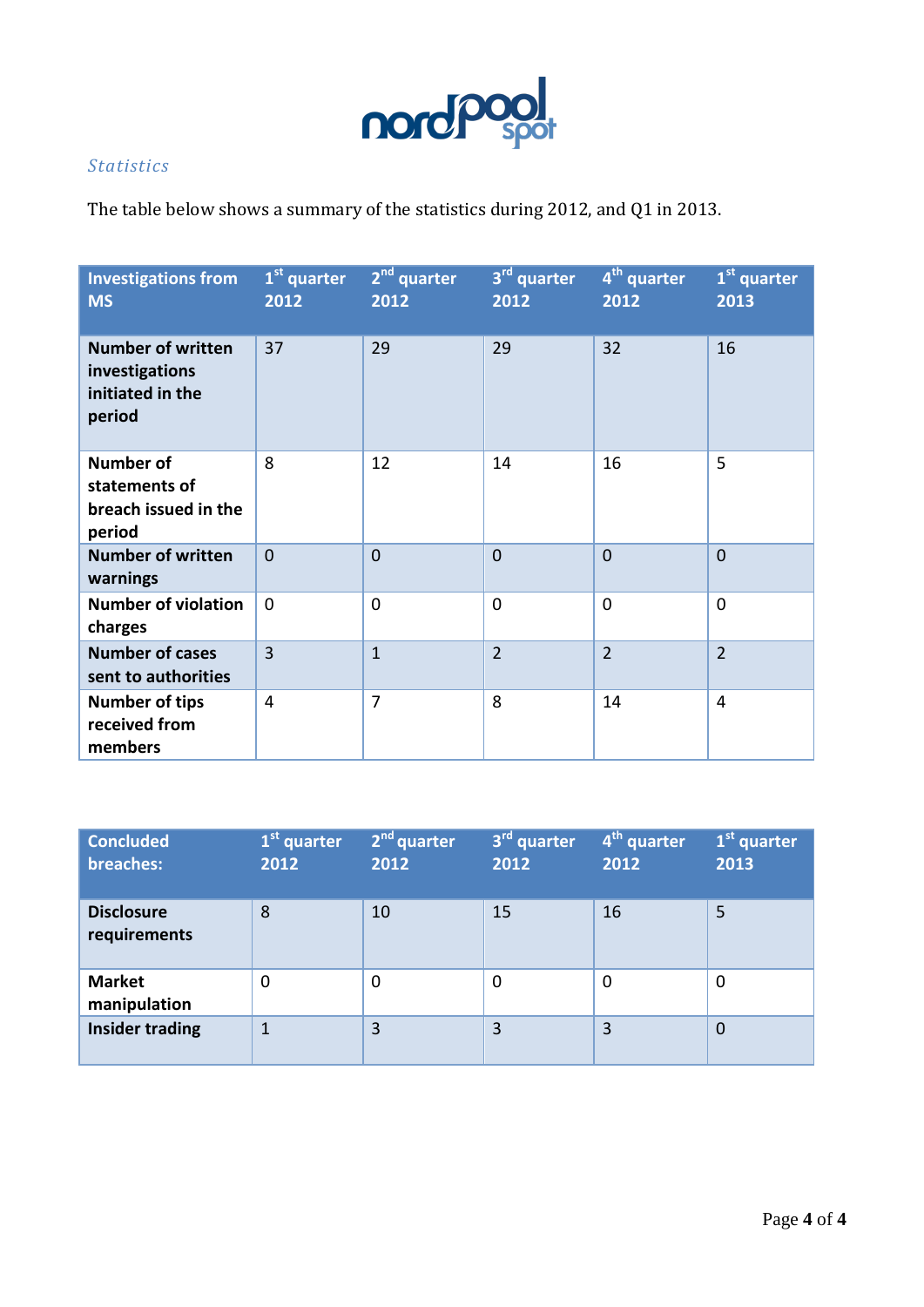*Statistics*

The table below shows a summary of the statistics during 2012, and Q1 in 2013.

| Investigations from MS | 1st quarter 2012 | 2nd quarter 2012 | 3rd quarter 2012 | 4th quarter 2012 | 1st quarter 2013 |
|---|---|---|---|---|---|
| **Number of written investigations initiated in the period** | 37 | 29 | 29 | 32 | 16 |
| **Number of statements of breach issued in the period** | 8 | 12 | 14 | 16 | 5 |
| **Number of written warnings** | 0 | 0 | 0 | 0 | 0 |
| **Number of violation charges** | 0 | 0 | 0 | 0 | 0 |
| **Number of cases sent to authorities** | 3 | 1 | 2 | 2 | 2 |
| **Number of tips received from members** | 4 | 7 | 8 | 14 | 4 |

| Concluded breaches: | 1st quarter 2012 | 2nd quarter 2012 | 3rd quarter 2012 | 4th quarter 2012 | 1st quarter 2013 |
|---|---|---|---|---|---|
| **Disclosure requirements** | 8 | 10 | 15 | 16 | 5 |
| **Market manipulation** | 0 | 0 | 0 | 0 | 0 |
| **Insider trading** | 1 | 3 | 3 | 3 | 0 |